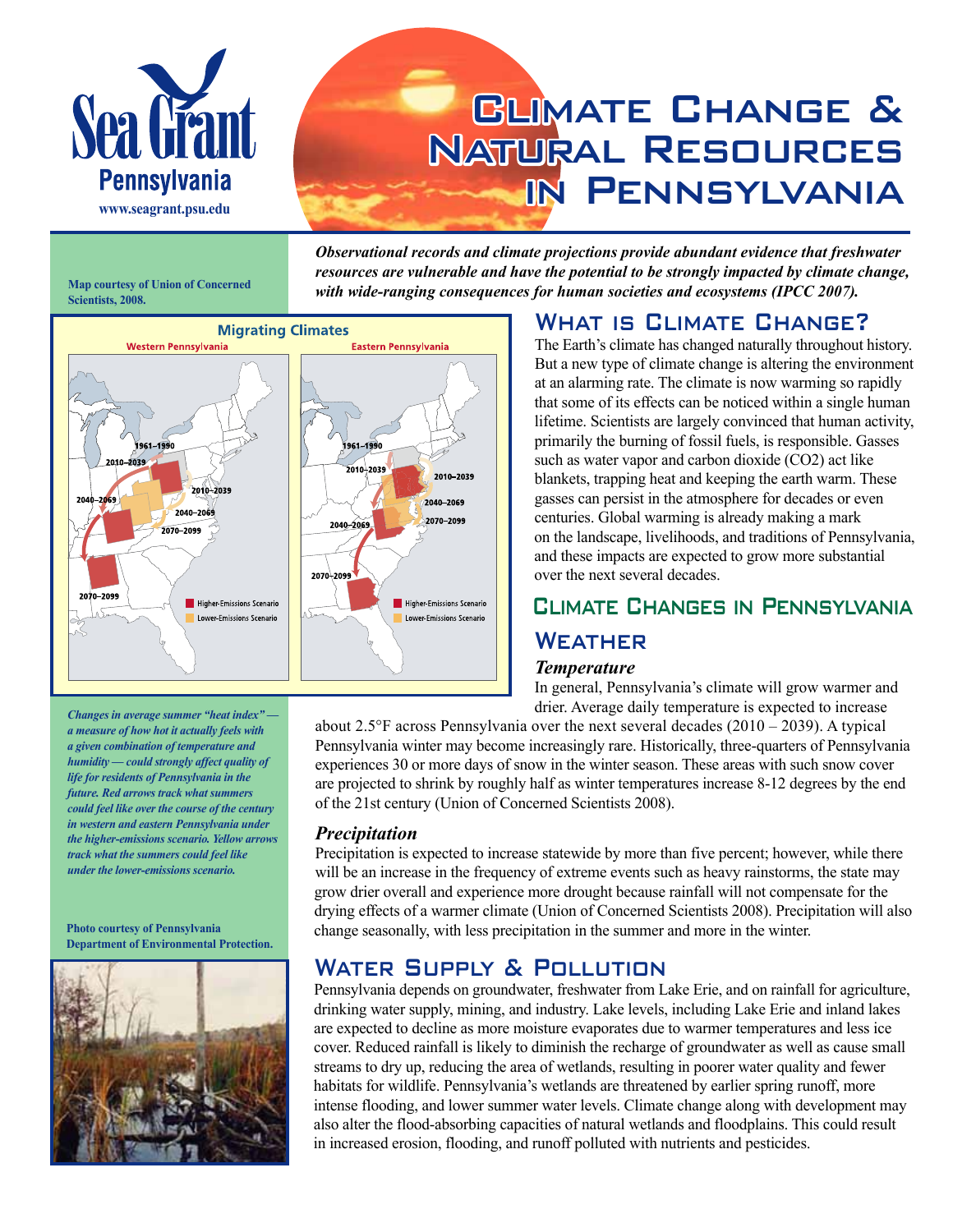Sea Grant Pennsylvania
www.seagrant.psu.edu

# Climate Change & Natural Resources in Pennsylvania

***Observational records and climate projections provide abundant evidence that freshwater resources are vulnerable and have the potential to be strongly impacted by climate change, with wide-ranging consequences for human societies and ecosystems (IPCC 2007).***

**Map courtesy of Union of Concerned Scientists, 2008.**

***Changes in average summer "heat index" — a measure of how hot it actually feels with a given combination of temperature and humidity — could strongly affect quality of life for residents of Pennsylvania in the future. Red arrows track what summers could feel like over the course of the century in western and eastern Pennsylvania under the higher-emissions scenario. Yellow arrows track what the summers could feel like under the lower-emissions scenario.***

**Photo courtesy of Pennsylvania Department of Environmental Protection.**

## What is Climate Change?

The Earth's climate has changed naturally throughout history. But a new type of climate change is altering the environment at an alarming rate. The climate is now warming so rapidly that some of its effects can be noticed within a single human lifetime. Scientists are largely convinced that human activity, primarily the burning of fossil fuels, is responsible. Gasses such as water vapor and carbon dioxide ($CO_2$) act like blankets, trapping heat and keeping the earth warm. These gasses can persist in the atmosphere for decades or even centuries. Global warming is already making a mark on the landscape, livelihoods, and traditions of Pennsylvania, and these impacts are expected to grow more substantial over the next several decades.

## Climate Changes in Pennsylvania

### Weather

#### *Temperature*

In general, Pennsylvania's climate will grow warmer and drier. Average daily temperature is expected to increase about 2.5°F across Pennsylvania over the next several decades (2010 – 2039). A typical Pennsylvania winter may become increasingly rare. Historically, three-quarters of Pennsylvania experiences 30 or more days of snow in the winter season. These areas with such snow cover are projected to shrink by roughly half as winter temperatures increase 8-12 degrees by the end of the 21st century (Union of Concerned Scientists 2008).

#### *Precipitation*

Precipitation is expected to increase statewide by more than five percent; however, while there will be an increase in the frequency of extreme events such as heavy rainstorms, the state may grow drier overall and experience more drought because rainfall will not compensate for the drying effects of a warmer climate (Union of Concerned Scientists 2008). Precipitation will also change seasonally, with less precipitation in the summer and more in the winter.

### Water Supply & Pollution

Pennsylvania depends on groundwater, freshwater from Lake Erie, and on rainfall for agriculture, drinking water supply, mining, and industry. Lake levels, including Lake Erie and inland lakes are expected to decline as more moisture evaporates due to warmer temperatures and less ice cover. Reduced rainfall is likely to diminish the recharge of groundwater as well as cause small streams to dry up, reducing the area of wetlands, resulting in poorer water quality and fewer habitats for wildlife. Pennsylvania's wetlands are threatened by earlier spring runoff, more intense flooding, and lower summer water levels. Climate change along with development may also alter the flood-absorbing capacities of natural wetlands and floodplains. This could result in increased erosion, flooding, and runoff polluted with nutrients and pesticides.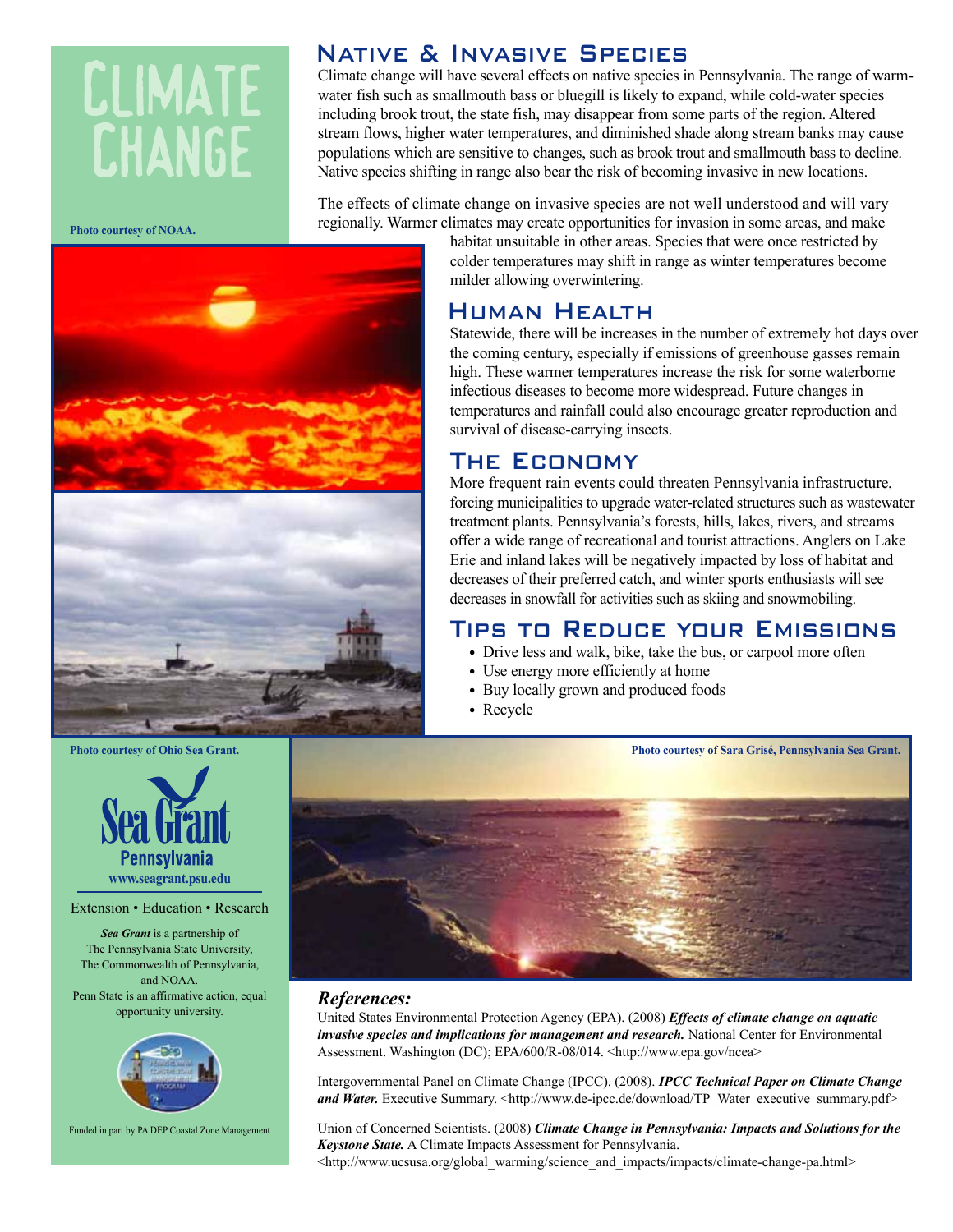# Climate Change

Photo courtesy of NOAA.

Photo courtesy of Ohio Sea Grant.

Sea Grant Pennsylvania
www.seagrant.psu.edu

Extension • Education • Research

***Sea Grant*** is a partnership of The Pennsylvania State University, The Commonwealth of Pennsylvania, and NOAA.
Penn State is an affirmative action, equal opportunity university.

Funded in part by PA DEP Coastal Zone Management

## Native & Invasive Species

Climate change will have several effects on native species in Pennsylvania. The range of warm-water fish such as smallmouth bass or bluegill is likely to expand, while cold-water species including brook trout, the state fish, may disappear from some parts of the region. Altered stream flows, higher water temperatures, and diminished shade along stream banks may cause populations which are sensitive to changes, such as brook trout and smallmouth bass to decline. Native species shifting in range also bear the risk of becoming invasive in new locations.

The effects of climate change on invasive species are not well understood and will vary regionally. Warmer climates may create opportunities for invasion in some areas, and make habitat unsuitable in other areas. Species that were once restricted by colder temperatures may shift in range as winter temperatures become milder allowing overwintering.

## Human Health

Statewide, there will be increases in the number of extremely hot days over the coming century, especially if emissions of greenhouse gasses remain high. These warmer temperatures increase the risk for some waterborne infectious diseases to become more widespread. Future changes in temperatures and rainfall could also encourage greater reproduction and survival of disease-carrying insects.

## The Economy

More frequent rain events could threaten Pennsylvania infrastructure, forcing municipalities to upgrade water-related structures such as wastewater treatment plants. Pennsylvania's forests, hills, lakes, rivers, and streams offer a wide range of recreational and tourist attractions. Anglers on Lake Erie and inland lakes will be negatively impacted by loss of habitat and decreases of their preferred catch, and winter sports enthusiasts will see decreases in snowfall for activities such as skiing and snowmobiling.

## Tips to Reduce your Emissions

- Drive less and walk, bike, take the bus, or carpool more often
- Use energy more efficiently at home
- Buy locally grown and produced foods
- Recycle

Photo courtesy of Sara Grisé, Pennsylvania Sea Grant.

### *References:*

United States Environmental Protection Agency (EPA). (2008) ***Effects of climate change on aquatic invasive species and implications for management and research.*** National Center for Environmental Assessment. Washington (DC); EPA/600/R-08/014. <http://www.epa.gov/ncea>

Intergovernmental Panel on Climate Change (IPCC). (2008). ***IPCC Technical Paper on Climate Change and Water.*** Executive Summary. <http://www.de-ipcc.de/download/TP_Water_executive_summary.pdf>

Union of Concerned Scientists. (2008) ***Climate Change in Pennsylvania: Impacts and Solutions for the Keystone State.*** A Climate Impacts Assessment for Pennsylvania. <http://www.ucsusa.org/global_warming/science_and_impacts/impacts/climate-change-pa.html>